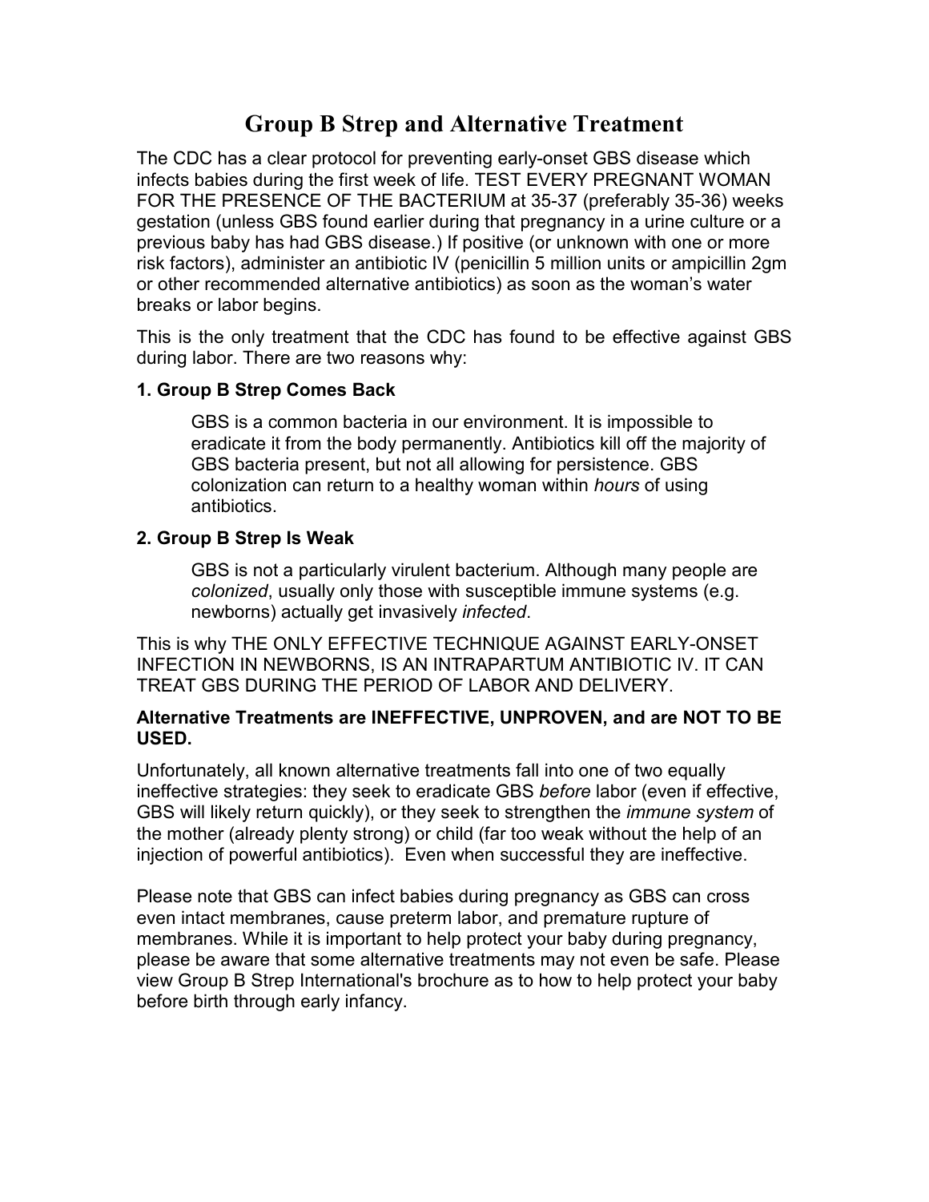# Group B Strep and Alternative Treatment

The CDC has a clear protocol for preventing early-onset GBS disease which infects babies during the first week of life. TEST EVERY PREGNANT WOMAN FOR THE PRESENCE OF THE BACTERIUM at 35-37 (preferably 35-36) weeks gestation (unless GBS found earlier during that pregnancy in a urine culture or a previous baby has had GBS disease.) If positive (or unknown with one or more risk factors), administer an antibiotic IV (penicillin 5 million units or ampicillin 2gm or other recommended alternative antibiotics) as soon as the woman's water breaks or labor begins.

This is the only treatment that the CDC has found to be effective against GBS during labor. There are two reasons why:

**1. Group B Strep Comes Back**

> GBS is a common bacteria in our environment. It is impossible to eradicate it from the body permanently. Antibiotics kill off the majority of GBS bacteria present, but not all allowing for persistence. GBS colonization can return to a healthy woman within *hours* of using antibiotics.

**2. Group B Strep Is Weak**

> GBS is not a particularly virulent bacterium. Although many people are *colonized*, usually only those with susceptible immune systems (e.g. newborns) actually get invasively *infected*.

This is why THE ONLY EFFECTIVE TECHNIQUE AGAINST EARLY-ONSET INFECTION IN NEWBORNS, IS AN INTRAPARTUM ANTIBIOTIC IV. IT CAN TREAT GBS DURING THE PERIOD OF LABOR AND DELIVERY.

**Alternative Treatments are INEFFECTIVE, UNPROVEN, and are NOT TO BE USED.**

Unfortunately, all known alternative treatments fall into one of two equally ineffective strategies: they seek to eradicate GBS *before* labor (even if effective, GBS will likely return quickly), or they seek to strengthen the *immune system* of the mother (already plenty strong) or child (far too weak without the help of an injection of powerful antibiotics). Even when successful they are ineffective.

Please note that GBS can infect babies during pregnancy as GBS can cross even intact membranes, cause preterm labor, and premature rupture of membranes. While it is important to help protect your baby during pregnancy, please be aware that some alternative treatments may not even be safe. Please view Group B Strep International's brochure as to how to help protect your baby before birth through early infancy.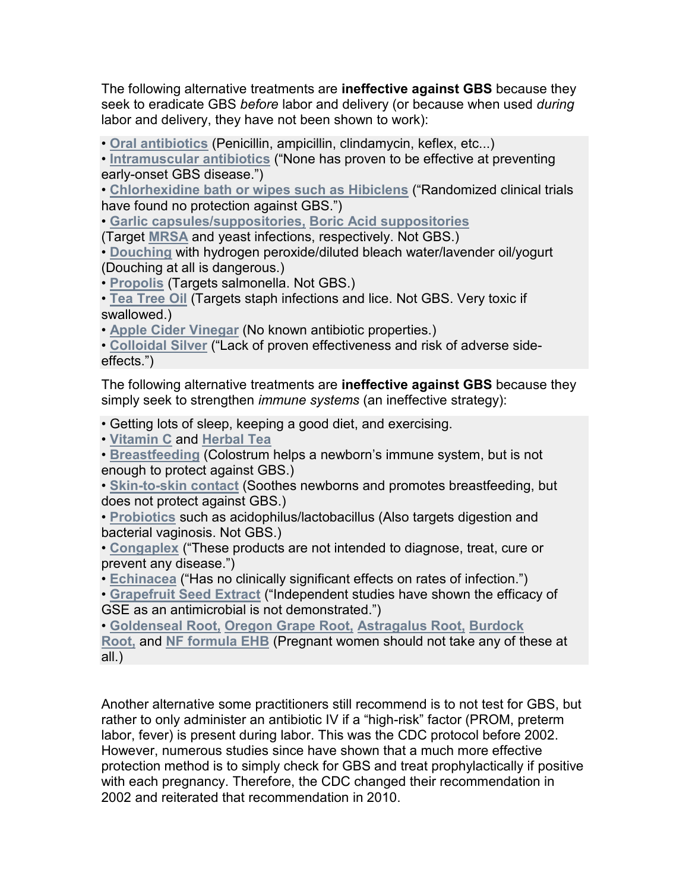The following alternative treatments are **ineffective against GBS** because they seek to eradicate GBS *before* labor and delivery (or because when used *during* labor and delivery, they have not been shown to work):

- **Oral antibiotics** (Penicillin, ampicillin, clindamycin, keflex, etc...)
- **Intramuscular antibiotics** ("None has proven to be effective at preventing early-onset GBS disease.")
- **Chlorhexidine bath or wipes such as Hibiclens** ("Randomized clinical trials have found no protection against GBS.")
- **Garlic capsules/suppositories, Boric Acid suppositories** (Target **MRSA** and yeast infections, respectively. Not GBS.)
- **Douching** with hydrogen peroxide/diluted bleach water/lavender oil/yogurt (Douching at all is dangerous.)
- **Propolis** (Targets salmonella. Not GBS.)
- **Tea Tree Oil** (Targets staph infections and lice. Not GBS. Very toxic if swallowed.)
- **Apple Cider Vinegar** (No known antibiotic properties.)
- **Colloidal Silver** ("Lack of proven effectiveness and risk of adverse side-effects.")

The following alternative treatments are **ineffective against GBS** because they simply seek to strengthen *immune systems* (an ineffective strategy):

- Getting lots of sleep, keeping a good diet, and exercising.
- **Vitamin C** and **Herbal Tea**
- **Breastfeeding** (Colostrum helps a newborn's immune system, but is not enough to protect against GBS.)
- **Skin-to-skin contact** (Soothes newborns and promotes breastfeeding, but does not protect against GBS.)
- **Probiotics** such as acidophilus/lactobacillus (Also targets digestion and bacterial vaginosis. Not GBS.)
- **Congaplex** ("These products are not intended to diagnose, treat, cure or prevent any disease.")
- **Echinacea** ("Has no clinically significant effects on rates of infection.")
- **Grapefruit Seed Extract** ("Independent studies have shown the efficacy of GSE as an antimicrobial is not demonstrated.")
- **Goldenseal Root, Oregon Grape Root, Astragalus Root, Burdock Root,** and **NF formula EHB** (Pregnant women should not take any of these at all.)

Another alternative some practitioners still recommend is to not test for GBS, but rather to only administer an antibiotic IV if a "high-risk" factor (PROM, preterm labor, fever) is present during labor. This was the CDC protocol before 2002. However, numerous studies since have shown that a much more effective protection method is to simply check for GBS and treat prophylactically if positive with each pregnancy. Therefore, the CDC changed their recommendation in 2002 and reiterated that recommendation in 2010.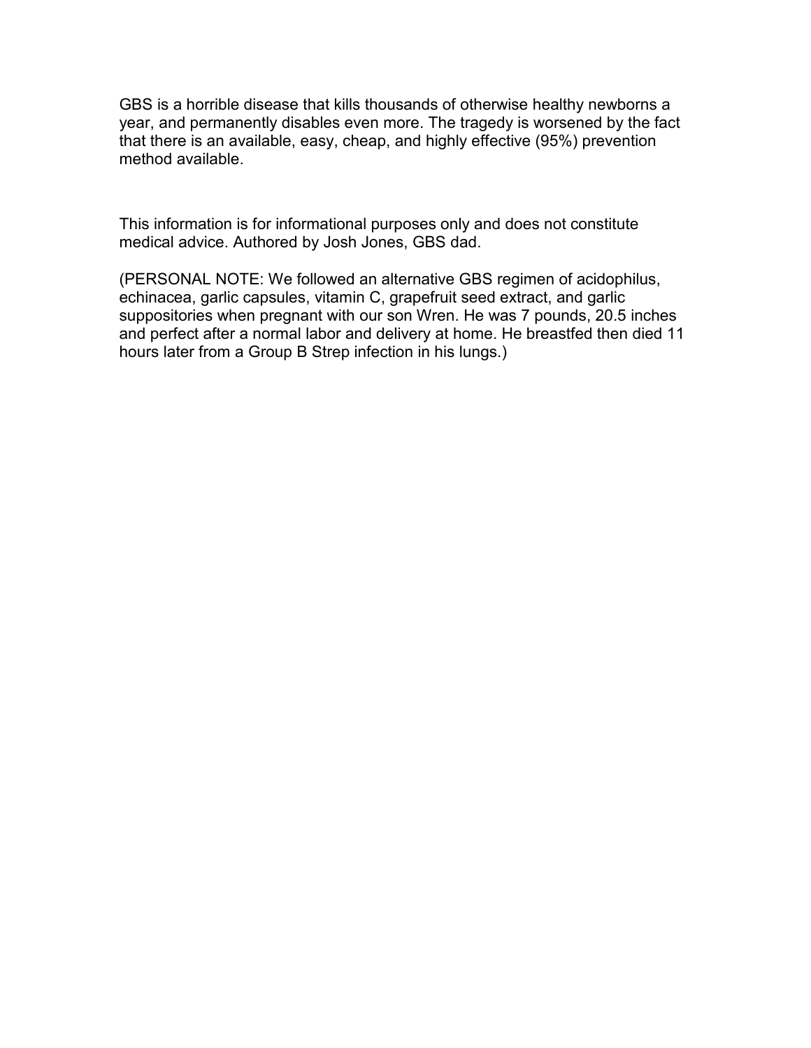GBS is a horrible disease that kills thousands of otherwise healthy newborns a year, and permanently disables even more. The tragedy is worsened by the fact that there is an available, easy, cheap, and highly effective (95%) prevention method available.

This information is for informational purposes only and does not constitute medical advice. Authored by Josh Jones, GBS dad.

(PERSONAL NOTE: We followed an alternative GBS regimen of acidophilus, echinacea, garlic capsules, vitamin C, grapefruit seed extract, and garlic suppositories when pregnant with our son Wren. He was 7 pounds, 20.5 inches and perfect after a normal labor and delivery at home. He breastfed then died 11 hours later from a Group B Strep infection in his lungs.)